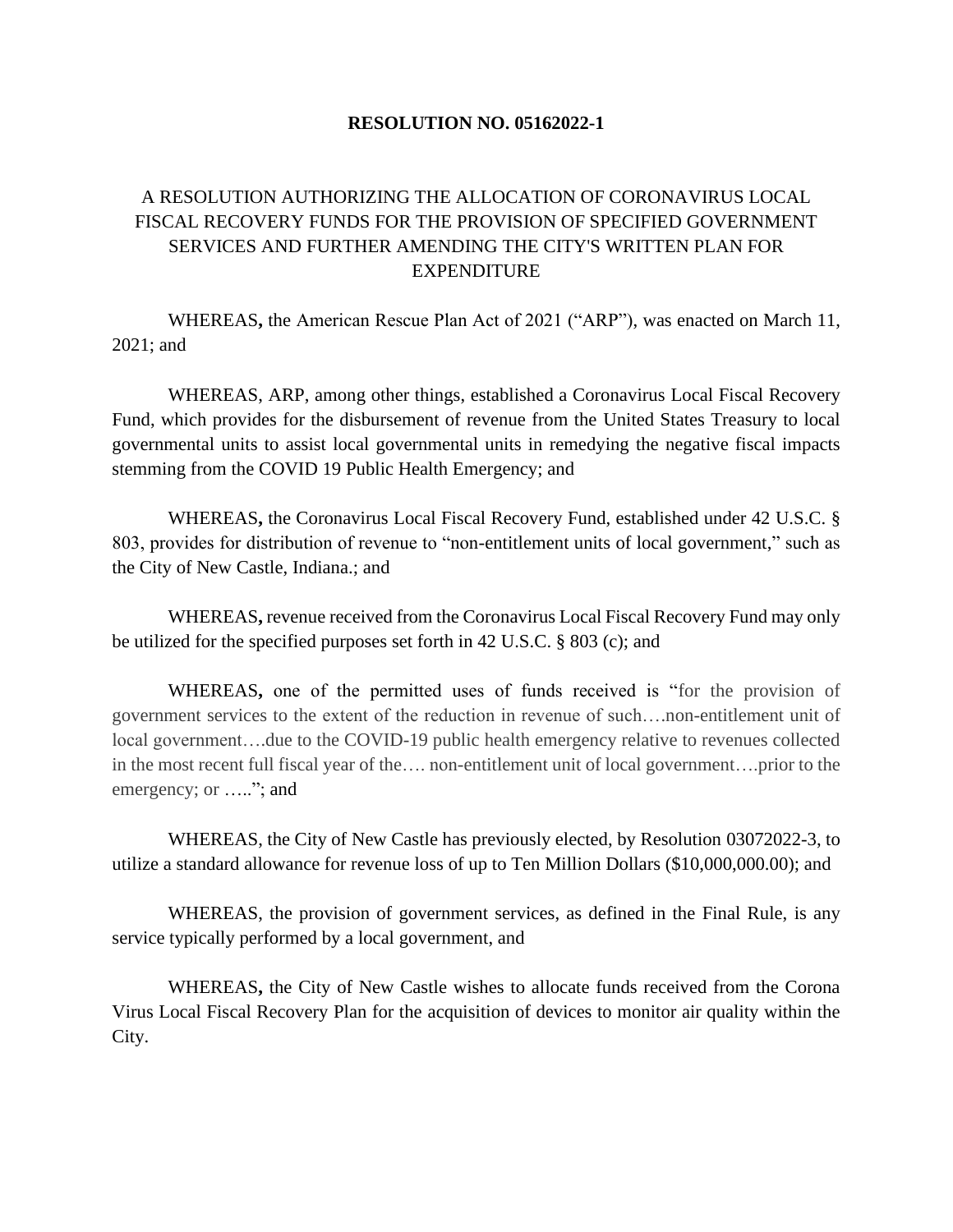**RESOLUTION NO. 05162022-1**

A RESOLUTION AUTHORIZING THE ALLOCATION OF CORONAVIRUS LOCAL FISCAL RECOVERY FUNDS FOR THE PROVISION OF SPECIFIED GOVERNMENT SERVICES AND FURTHER AMENDING THE CITY'S WRITTEN PLAN FOR EXPENDITURE

WHEREAS**,** the American Rescue Plan Act of 2021 ("ARP"), was enacted on March 11, 2021; and

WHEREAS, ARP, among other things, established a Coronavirus Local Fiscal Recovery Fund, which provides for the disbursement of revenue from the United States Treasury to local governmental units to assist local governmental units in remedying the negative fiscal impacts stemming from the COVID 19 Public Health Emergency; and

WHEREAS**,** the Coronavirus Local Fiscal Recovery Fund, established under 42 U.S.C. § 803, provides for distribution of revenue to "non-entitlement units of local government," such as the City of New Castle, Indiana.; and

WHEREAS**,** revenue received from the Coronavirus Local Fiscal Recovery Fund may only be utilized for the specified purposes set forth in 42 U.S.C. § 803 (c); and

WHEREAS**,** one of the permitted uses of funds received is "for the provision of government services to the extent of the reduction in revenue of such….non-entitlement unit of local government….due to the COVID-19 public health emergency relative to revenues collected in the most recent full fiscal year of the…. non-entitlement unit of local government….prior to the emergency; or …..''; and

WHEREAS, the City of New Castle has previously elected, by Resolution 03072022-3, to utilize a standard allowance for revenue loss of up to Ten Million Dollars ($10,000,000.00); and

WHEREAS, the provision of government services, as defined in the Final Rule, is any service typically performed by a local government, and

WHEREAS**,** the City of New Castle wishes to allocate funds received from the Corona Virus Local Fiscal Recovery Plan for the acquisition of devices to monitor air quality within the City.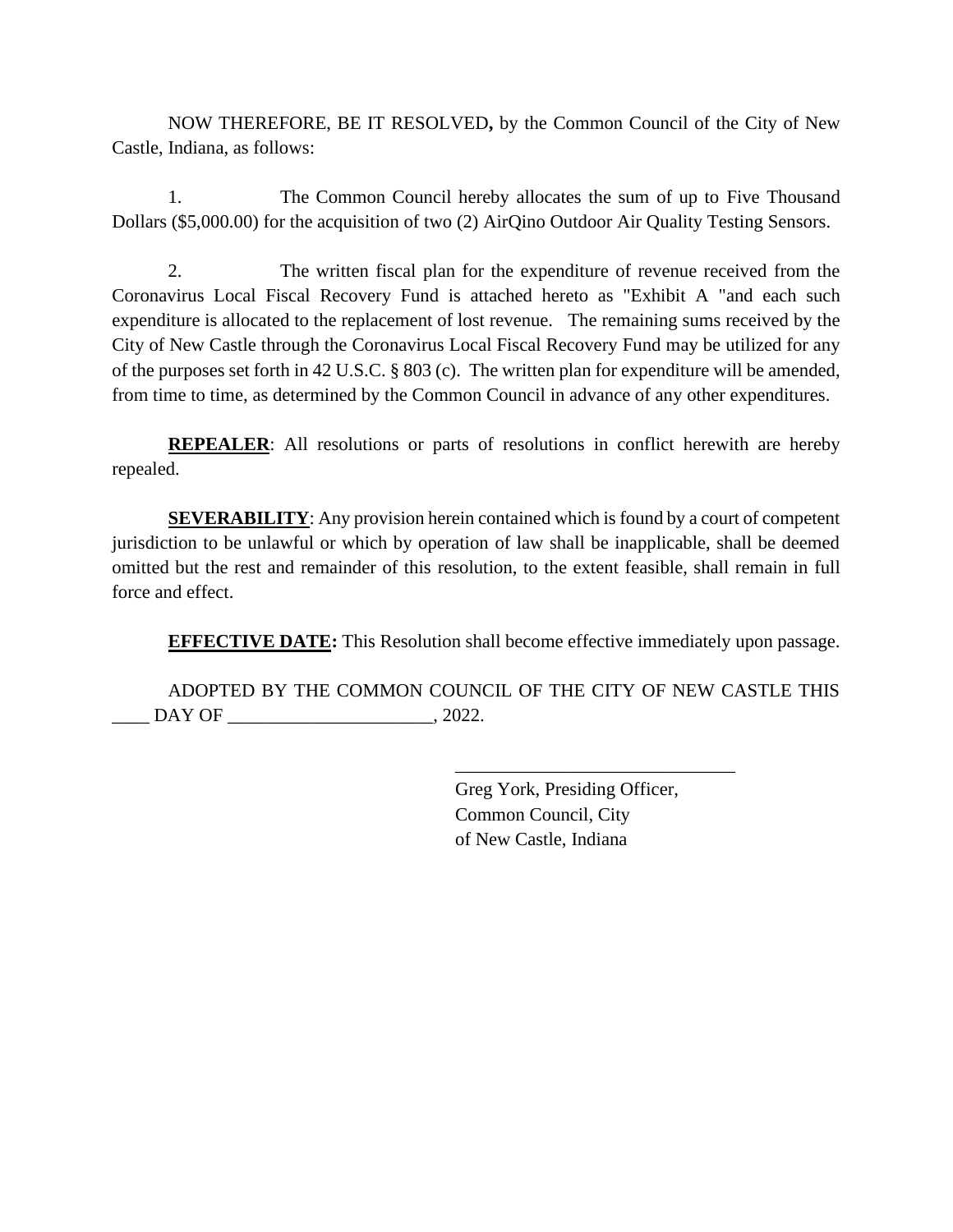NOW THEREFORE, BE IT RESOLVED**,** by the Common Council of the City of New Castle, Indiana, as follows:

1. The Common Council hereby allocates the sum of up to Five Thousand Dollars ($5,000.00) for the acquisition of two (2) AirQino Outdoor Air Quality Testing Sensors.

2. The written fiscal plan for the expenditure of revenue received from the Coronavirus Local Fiscal Recovery Fund is attached hereto as "Exhibit A "and each such expenditure is allocated to the replacement of lost revenue. The remaining sums received by the City of New Castle through the Coronavirus Local Fiscal Recovery Fund may be utilized for any of the purposes set forth in 42 U.S.C. § 803 (c). The written plan for expenditure will be amended, from time to time, as determined by the Common Council in advance of any other expenditures.

**REPEALER**: All resolutions or parts of resolutions in conflict herewith are hereby repealed.

**SEVERABILITY**: Any provision herein contained which is found by a court of competent jurisdiction to be unlawful or which by operation of law shall be inapplicable, shall be deemed omitted but the rest and remainder of this resolution, to the extent feasible, shall remain in full force and effect.

**EFFECTIVE DATE:** This Resolution shall become effective immediately upon passage.

ADOPTED BY THE COMMON COUNCIL OF THE CITY OF NEW CASTLE THIS ____ DAY OF ______________________, 2022.

_______________________________
Greg York, Presiding Officer,
Common Council, City
of New Castle, Indiana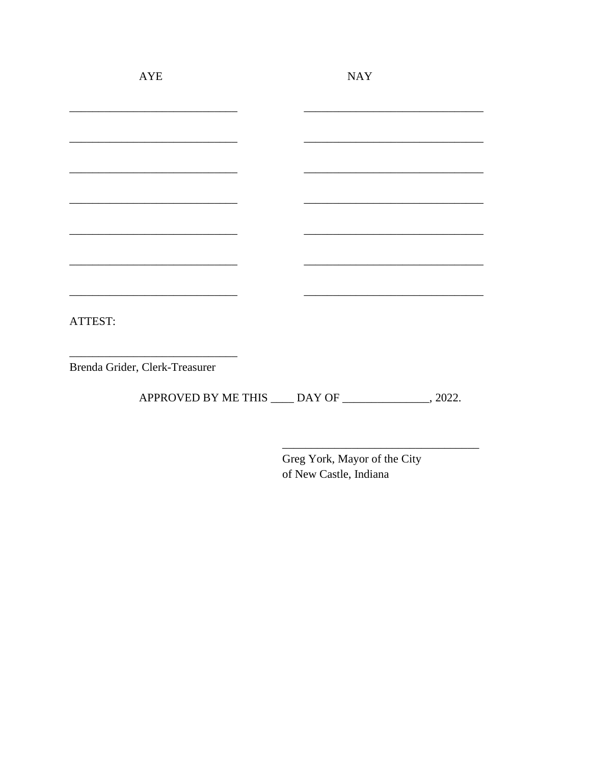| AYE | NAY |
| --- | --- |
| ______________________________ | ________________________________ |
| ______________________________ | ________________________________ |
| ______________________________ | ________________________________ |
| ______________________________ | ________________________________ |
| ______________________________ | ________________________________ |
| ______________________________ | ________________________________ |
| ______________________________ | ________________________________ |

ATTEST:

______________________________
Brenda Grider, Clerk-Treasurer

APPROVED BY ME THIS ____ DAY OF _______________, 2022.

___________________________________
Greg York, Mayor of the City
of New Castle, Indiana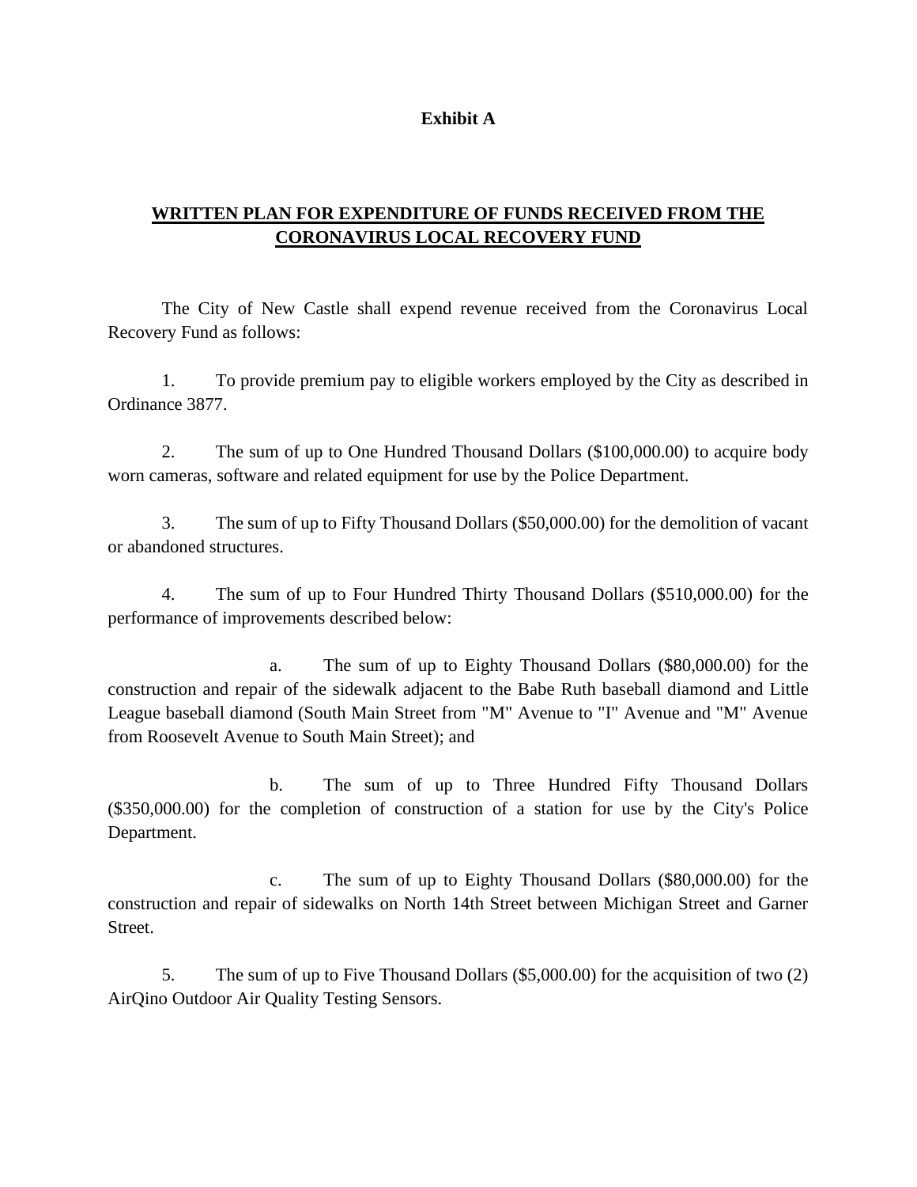**Exhibit A**

**WRITTEN PLAN FOR EXPENDITURE OF FUNDS RECEIVED FROM THE CORONAVIRUS LOCAL RECOVERY FUND**

The City of New Castle shall expend revenue received from the Coronavirus Local Recovery Fund as follows:

1. To provide premium pay to eligible workers employed by the City as described in Ordinance 3877.

2. The sum of up to One Hundred Thousand Dollars ($100,000.00) to acquire body worn cameras, software and related equipment for use by the Police Department.

3. The sum of up to Fifty Thousand Dollars ($50,000.00) for the demolition of vacant or abandoned structures.

4. The sum of up to Four Hundred Thirty Thousand Dollars ($510,000.00) for the performance of improvements described below:

   a. The sum of up to Eighty Thousand Dollars ($80,000.00) for the construction and repair of the sidewalk adjacent to the Babe Ruth baseball diamond and Little League baseball diamond (South Main Street from "M" Avenue to "I" Avenue and "M" Avenue from Roosevelt Avenue to South Main Street); and

   b. The sum of up to Three Hundred Fifty Thousand Dollars ($350,000.00) for the completion of construction of a station for use by the City's Police Department.

   c. The sum of up to Eighty Thousand Dollars ($80,000.00) for the construction and repair of sidewalks on North 14th Street between Michigan Street and Garner Street.

5. The sum of up to Five Thousand Dollars ($5,000.00) for the acquisition of two (2) AirQino Outdoor Air Quality Testing Sensors.